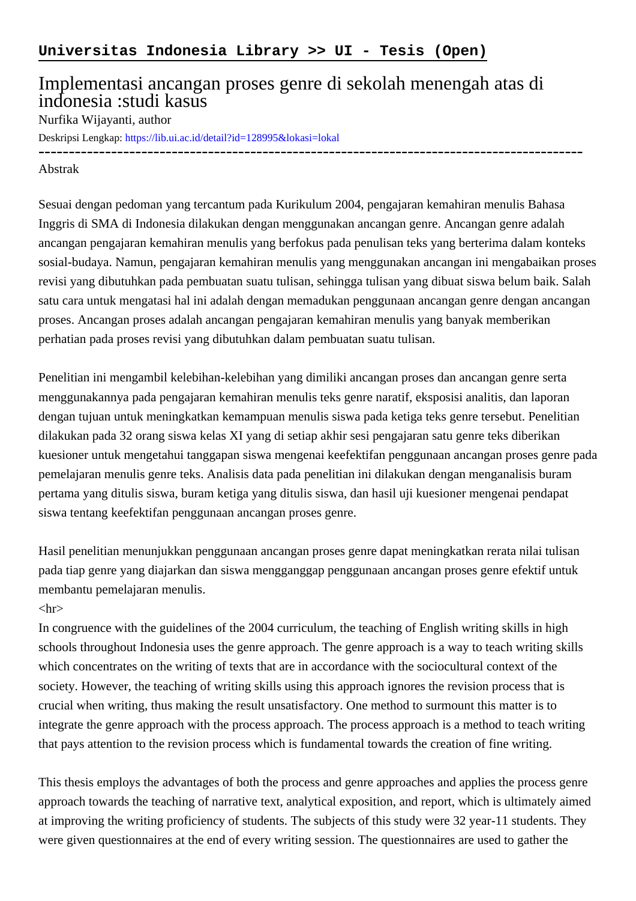**Universitas Indonesia Library >> UI - Tesis (Open)**

# Implementasi ancangan proses genre di sekolah menengah atas di indonesia :studi kasus

Nurfika Wijayanti, author

Deskripsi Lengkap: https://lib.ui.ac.id/detail?id=128995&lokasi=lokal

------------------------------------------------------------------------------------------

Abstrak

Sesuai dengan pedoman yang tercantum pada Kurikulum 2004, pengajaran kemahiran menulis Bahasa Inggris di SMA di Indonesia dilakukan dengan menggunakan ancangan genre. Ancangan genre adalah ancangan pengajaran kemahiran menulis yang berfokus pada penulisan teks yang berterima dalam konteks sosial-budaya. Namun, pengajaran kemahiran menulis yang menggunakan ancangan ini mengabaikan proses revisi yang dibutuhkan pada pembuatan suatu tulisan, sehingga tulisan yang dibuat siswa belum baik. Salah satu cara untuk mengatasi hal ini adalah dengan memadukan penggunaan ancangan genre dengan ancangan proses. Ancangan proses adalah ancangan pengajaran kemahiran menulis yang banyak memberikan perhatian pada proses revisi yang dibutuhkan dalam pembuatan suatu tulisan.

Penelitian ini mengambil kelebihan-kelebihan yang dimiliki ancangan proses dan ancangan genre serta menggunakannya pada pengajaran kemahiran menulis teks genre naratif, eksposisi analitis, dan laporan dengan tujuan untuk meningkatkan kemampuan menulis siswa pada ketiga teks genre tersebut. Penelitian dilakukan pada 32 orang siswa kelas XI yang di setiap akhir sesi pengajaran satu genre teks diberikan kuesioner untuk mengetahui tanggapan siswa mengenai keefektifan penggunaan ancangan proses genre pada pemelajaran menulis genre teks. Analisis data pada penelitian ini dilakukan dengan menganalisis buram pertama yang ditulis siswa, buram ketiga yang ditulis siswa, dan hasil uji kuesioner mengenai pendapat siswa tentang keefektifan penggunaan ancangan proses genre.

Hasil penelitian menunjukkan penggunaan ancangan proses genre dapat meningkatkan rerata nilai tulisan pada tiap genre yang diajarkan dan siswa mengganggap penggunaan ancangan proses genre efektif untuk membantu pemelajaran menulis.

<hr>

In congruence with the guidelines of the 2004 curriculum, the teaching of English writing skills in high schools throughout Indonesia uses the genre approach. The genre approach is a way to teach writing skills which concentrates on the writing of texts that are in accordance with the sociocultural context of the society. However, the teaching of writing skills using this approach ignores the revision process that is crucial when writing, thus making the result unsatisfactory. One method to surmount this matter is to integrate the genre approach with the process approach. The process approach is a method to teach writing that pays attention to the revision process which is fundamental towards the creation of fine writing.

This thesis employs the advantages of both the process and genre approaches and applies the process genre approach towards the teaching of narrative text, analytical exposition, and report, which is ultimately aimed at improving the writing proficiency of students. The subjects of this study were 32 year-11 students. They were given questionnaires at the end of every writing session. The questionnaires are used to gather the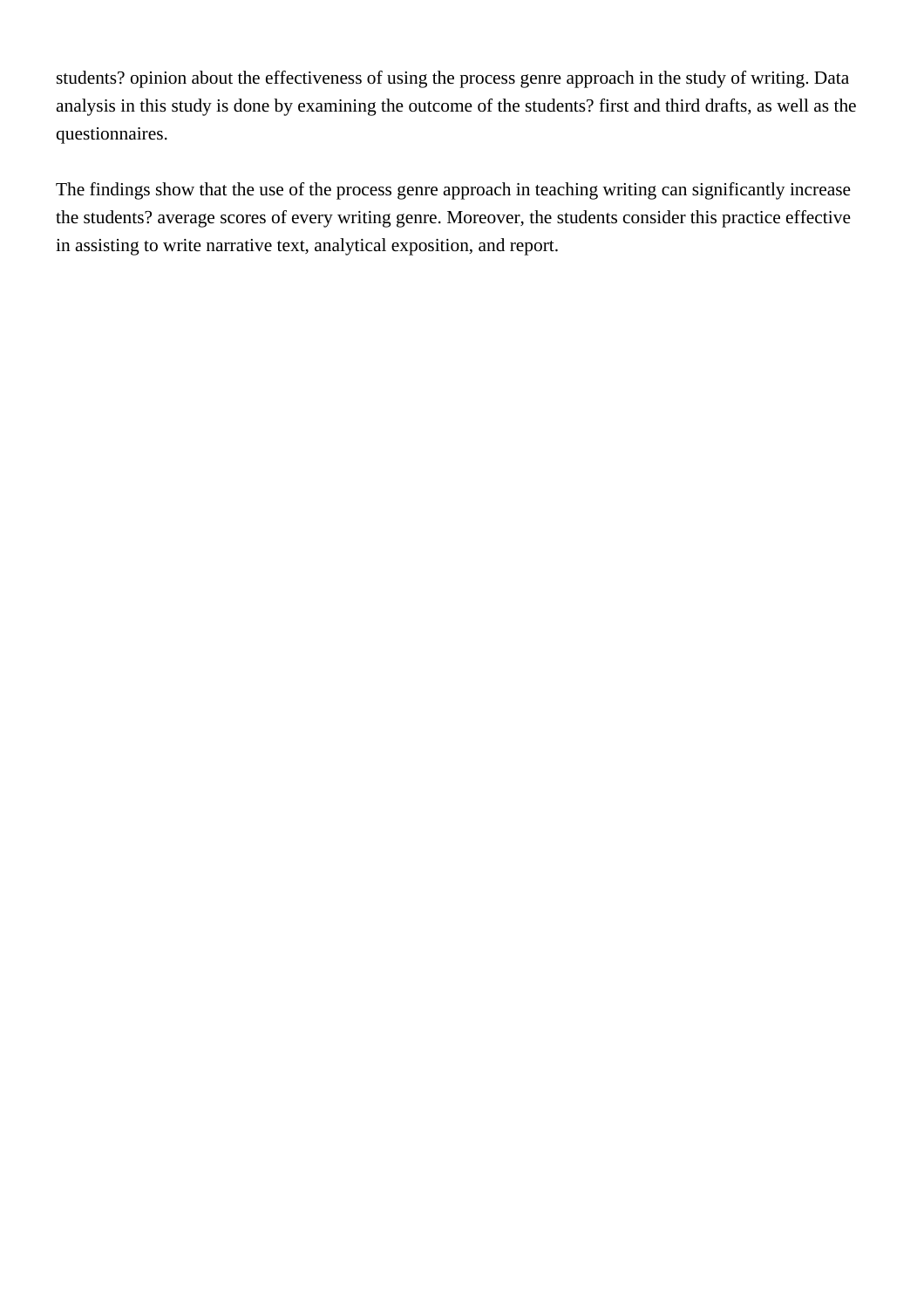students? opinion about the effectiveness of using the process genre approach in the study of writing. Data analysis in this study is done by examining the outcome of the students? first and third drafts, as well as the questionnaires.

The findings show that the use of the process genre approach in teaching writing can significantly increase the students? average scores of every writing genre. Moreover, the students consider this practice effective in assisting to write narrative text, analytical exposition, and report.